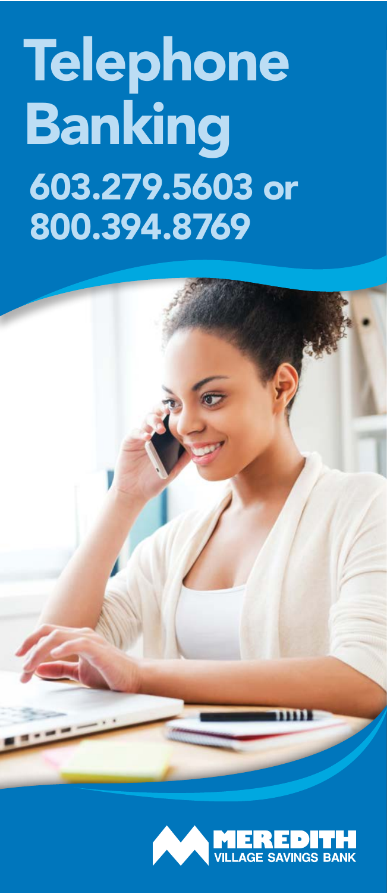# Telephone Banking

## 603.279.5603 or 800.394.8769

MEREDITH VILLAGE SAVINGS BANK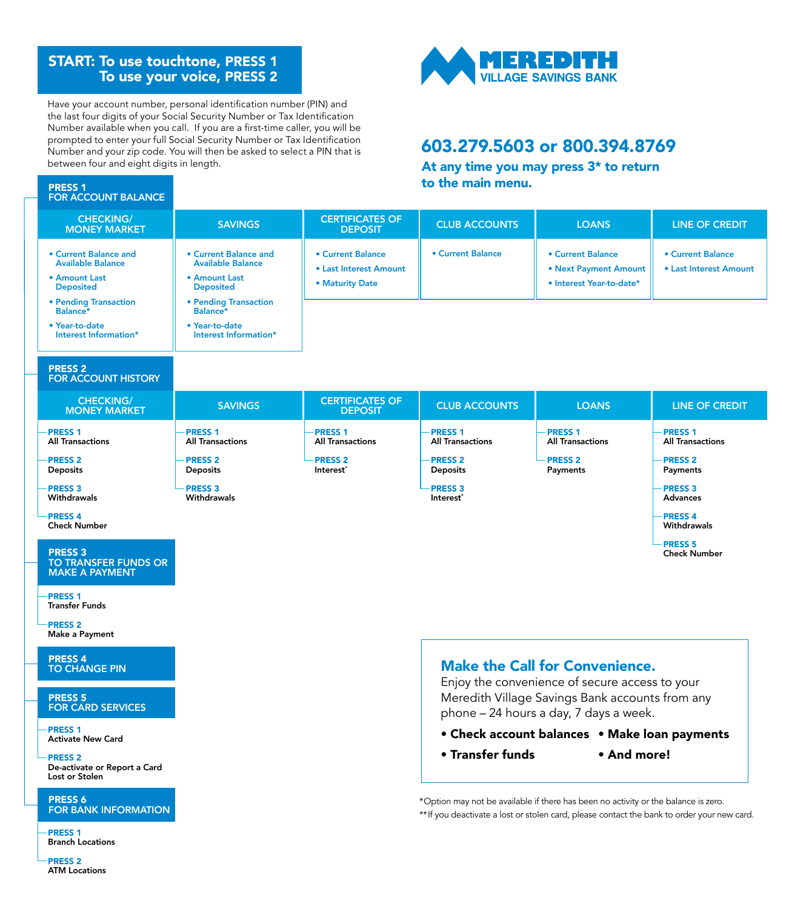# START: To use touchtone, PRESS 1
# To use your voice, PRESS 2

Have your account number, personal identification number (PIN) and the last four digits of your Social Security Number or Tax Identification Number available when you call. If you are a first-time caller, you will be prompted to enter your full Social Security Number or Tax Identification Number and your zip code. You will then be asked to select a PIN that is between four and eight digits in length.

**MEREDITH VILLAGE SAVINGS BANK**

## 603.279.5603 or 800.394.8769

**At any time you may press 3* to return to the main menu.**

## PRESS 1 FOR ACCOUNT BALANCE

| CHECKING/ MONEY MARKET | SAVINGS | CERTIFICATES OF DEPOSIT | CLUB ACCOUNTS | LOANS | LINE OF CREDIT |
|---|---|---|---|---|---|
| • Current Balance and Available Balance | • Current Balance and Available Balance | • Current Balance | • Current Balance | • Current Balance | • Current Balance |
| • Amount Last Deposited | • Amount Last Deposited | • Last Interest Amount | | • Next Payment Amount | • Last Interest Amount |
| • Pending Transaction Balance* | • Pending Transaction Balance* | • Maturity Date | | • Interest Year-to-date* | |
| • Year-to-date Interest Information* | • Year-to-date Interest Information* | | | | |

## PRESS 2 FOR ACCOUNT HISTORY

| CHECKING/ MONEY MARKET | SAVINGS | CERTIFICATES OF DEPOSIT | CLUB ACCOUNTS | LOANS | LINE OF CREDIT |
|---|---|---|---|---|---|
| PRESS 1 All Transactions | PRESS 1 All Transactions | PRESS 1 All Transactions | PRESS 1 All Transactions | PRESS 1 All Transactions | PRESS 1 All Transactions |
| PRESS 2 Deposits | PRESS 2 Deposits | PRESS 2 Interest* | PRESS 2 Deposits | PRESS 2 Payments | PRESS 2 Payments |
| PRESS 3 Withdrawals | PRESS 3 Withdrawals | | PRESS 3 Interest* | | PRESS 3 Advances |
| PRESS 4 Check Number | | | | | PRESS 4 Withdrawals |
| | | | | | PRESS 5 Check Number |

## PRESS 3 TO TRANSFER FUNDS OR MAKE A PAYMENT

- PRESS 1 Transfer Funds
- PRESS 2 Make a Payment

## PRESS 4 TO CHANGE PIN

## PRESS 5 FOR CARD SERVICES

- PRESS 1 Activate New Card
- PRESS 2 De-activate or Report a Card Lost or Stolen

## PRESS 6 FOR BANK INFORMATION

- PRESS 1 Branch Locations
- PRESS 2 ATM Locations

## Make the Call for Convenience.

Enjoy the convenience of secure access to your Meredith Village Savings Bank accounts from any phone – 24 hours a day, 7 days a week.

- **Check account balances**
- **Make loan payments**
- **Transfer funds**
- **And more!**

*Option may not be available if there has been no activity or the balance is zero.

**If you deactivate a lost or stolen card, please contact the bank to order your new card.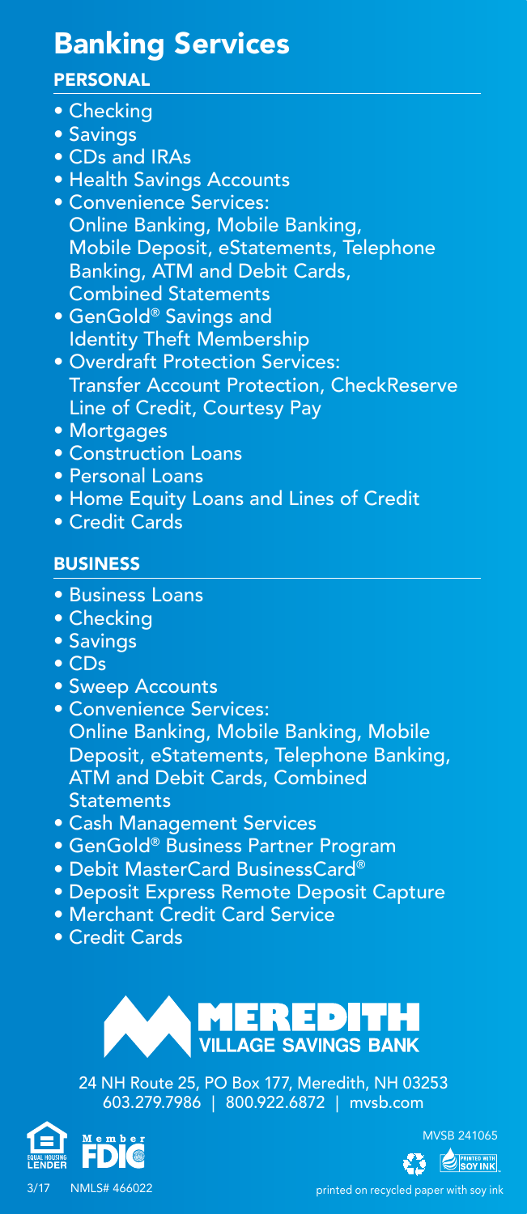# Banking Services

## PERSONAL

- Checking
- Savings
- CDs and IRAs
- Health Savings Accounts
- Convenience Services: Online Banking, Mobile Banking, Mobile Deposit, eStatements, Telephone Banking, ATM and Debit Cards, Combined Statements
- GenGold® Savings and Identity Theft Membership
- Overdraft Protection Services: Transfer Account Protection, CheckReserve Line of Credit, Courtesy Pay
- Mortgages
- Construction Loans
- Personal Loans
- Home Equity Loans and Lines of Credit
- Credit Cards

## BUSINESS

- Business Loans
- Checking
- Savings
- CDs
- Sweep Accounts
- Convenience Services: Online Banking, Mobile Banking, Mobile Deposit, eStatements, Telephone Banking, ATM and Debit Cards, Combined Statements
- Cash Management Services
- GenGold® Business Partner Program
- Debit MasterCard BusinessCard®
- Deposit Express Remote Deposit Capture
- Merchant Credit Card Service
- Credit Cards

MEREDITH VILLAGE SAVINGS BANK

24 NH Route 25, PO Box 177, Meredith, NH 03253
603.279.7986 | 800.922.6872 | mvsb.com

EQUAL HOUSING LENDER   Member FDIC

MVSB 241065

3/17   NMLS# 466022

printed on recycled paper with soy ink